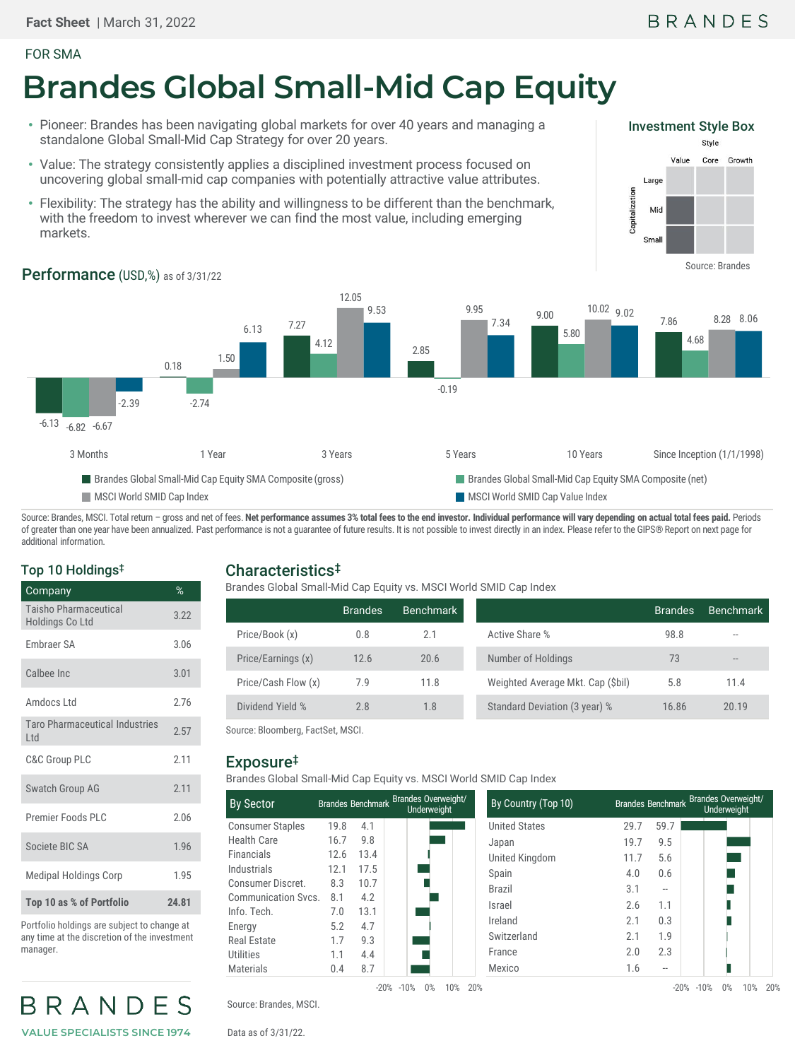FOR SMA

# Brandes Global Small-Mid Cap Equity

- Pioneer: Brandes has been navigating global markets for over 40 years and managing a standalone Global Small-Mid Cap Strategy for over 20 years.
- Value: The strategy consistently applies a disciplined investment process focused on uncovering global small-mid cap companies with potentially attractive value attributes.
- Flexibility: The strategy has the ability and willingness to be different than the benchmark, with the freedom to invest wherever we can find the most value, including emerging markets.

### Investment Style Box

| Capitalization \ Style | Value | Core | Growth |
|---|---|---|---|
| Large | | | |
| Mid | ■ | | |
| Small | ■ | | |

Source: Brandes

## Performance (USD,%) as of 3/31/22

| | 3 Months | 1 Year | 3 Years | 5 Years | 10 Years | Since Inception (1/1/1998) |
|---|---|---|---|---|---|---|
| Brandes Global Small-Mid Cap Equity SMA Composite (gross) | -6.13 | 0.18 | 7.27 | 2.85 | 9.00 | 7.86 |
| Brandes Global Small-Mid Cap Equity SMA Composite (net) | -6.82 | -2.74 | 4.12 | -0.19 | 5.80 | 4.68 |
| MSCI World SMID Cap Index | -6.67 | 1.50 | 12.05 | 9.95 | 10.02 | 8.28 |
| MSCI World SMID Cap Value Index | -2.39 | 6.13 | 9.53 | 7.34 | 9.02 | 8.06 |

Source: Brandes, MSCI. Total return – gross and net of fees. **Net performance assumes 3% total fees to the end investor. Individual performance will vary depending on actual total fees paid.** Periods of greater than one year have been annualized. Past performance is not a guarantee of future results. It is not possible to invest directly in an index. Please refer to the GIPS® Report on next page for additional information.

### Top 10 Holdings‡

| Company | % |
|---|---|
| Taisho Pharmaceutical Holdings Co Ltd | 3.22 |
| Embraer SA | 3.06 |
| Calbee Inc | 3.01 |
| Amdocs Ltd | 2.76 |
| Taro Pharmaceutical Industries Ltd | 2.57 |
| C&C Group PLC | 2.11 |
| Swatch Group AG | 2.11 |
| Premier Foods PLC | 2.06 |
| Societe BIC SA | 1.96 |
| Medipal Holdings Corp | 1.95 |
| **Top 10 as % of Portfolio** | **24.81** |

Portfolio holdings are subject to change at any time at the discretion of the investment manager.

## Characteristics‡

Brandes Global Small-Mid Cap Equity vs. MSCI World SMID Cap Index

| | Brandes | Benchmark |
|---|---|---|
| Price/Book (x) | 0.8 | 2.1 |
| Price/Earnings (x) | 12.6 | 20.6 |
| Price/Cash Flow (x) | 7.9 | 11.8 |
| Dividend Yield % | 2.8 | 1.8 |

| | Brandes | Benchmark |
|---|---|---|
| Active Share % | 98.8 | -- |
| Number of Holdings | 73 | -- |
| Weighted Average Mkt. Cap ($bil) | 5.8 | 11.4 |
| Standard Deviation (3 year) % | 16.86 | 20.19 |

Source: Bloomberg, FactSet, MSCI.

## Exposure‡

Brandes Global Small-Mid Cap Equity vs. MSCI World SMID Cap Index

| By Sector | Brandes | Benchmark |
|---|---|---|
| Consumer Staples | 19.8 | 4.1 |
| Health Care | 16.7 | 9.8 |
| Financials | 12.6 | 13.4 |
| Industrials | 12.1 | 17.5 |
| Consumer Discret. | 8.3 | 10.7 |
| Communication Svcs. | 8.1 | 4.2 |
| Info. Tech. | 7.0 | 13.1 |
| Energy | 5.2 | 4.7 |
| Real Estate | 1.7 | 9.3 |
| Utilities | 1.1 | 4.4 |
| Materials | 0.4 | 8.7 |

| By Country (Top 10) | Brandes | Benchmark |
|---|---|---|
| United States | 29.7 | 59.7 |
| Japan | 19.7 | 9.5 |
| United Kingdom | 11.7 | 5.6 |
| Spain | 4.0 | 0.6 |
| Brazil | 3.1 | -- |
| Israel | 2.6 | 1.1 |
| Ireland | 2.1 | 0.3 |
| Switzerland | 2.1 | 1.9 |
| France | 2.0 | 2.3 |
| Mexico | 1.6 | -- |

Source: Brandes, MSCI.

Data as of 3/31/22.

BRANDES

VALUE SPECIALISTS SINCE 1974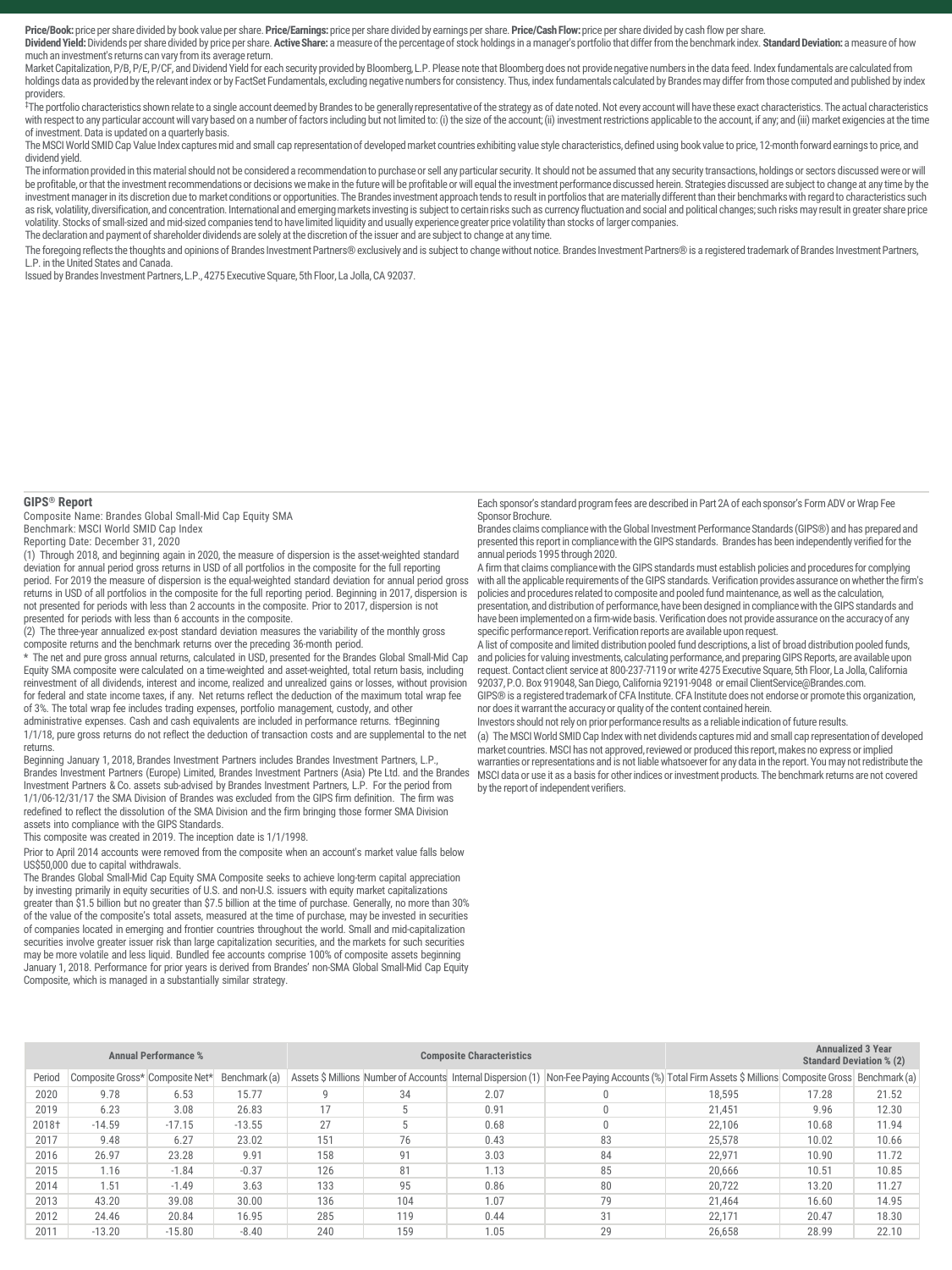**Price/Book:** price per share divided by book value per share. **Price/Earnings:** price per share divided by earnings per share. **Price/Cash Flow:** price per share divided by cash flow per share.
**Dividend Yield:** Dividends per share divided by price per share. **Active Share:** a measure of the percentage of stock holdings in a manager's portfolio that differ from the benchmark index. **Standard Deviation:** a measure of how much an investment's returns can vary from its average return.

Market Capitalization, P/B, P/E, P/CF, and Dividend Yield for each security provided by Bloomberg, L.P. Please note that Bloomberg does not provide negative numbers in the data feed. Index fundamentals are calculated from holdings data as provided by the relevant index or by FactSet Fundamentals, excluding negative numbers for consistency. Thus, index fundamentals calculated by Brandes may differ from those computed and published by index providers.

‡The portfolio characteristics shown relate to a single account deemed by Brandes to be generally representative of the strategy as of date noted. Not every account will have these exact characteristics. The actual characteristics with respect to any particular account will vary based on a number of factors including but not limited to: (i) the size of the account; (ii) investment restrictions applicable to the account, if any; and (iii) market exigencies at the time of investment. Data is updated on a quarterly basis.

The MSCI World SMID Cap Value Index captures mid and small cap representation of developed market countries exhibiting value style characteristics, defined using book value to price, 12-month forward earnings to price, and dividend yield.

The information provided in this material should not be considered a recommendation to purchase or sell any particular security. It should not be assumed that any security transactions, holdings or sectors discussed were or will be profitable, or that the investment recommendations or decisions we make in the future will be profitable or will equal the investment performance discussed herein. Strategies discussed are subject to change at any time by the investment manager in its discretion due to market conditions or opportunities. The Brandes investment approach tends to result in portfolios that are materially different than their benchmarks with regard to characteristics such as risk, volatility, diversification, and concentration. International and emerging markets investing is subject to certain risks such as currency fluctuation and social and political changes; such risks may result in greater share price volatility. Stocks of small-sized and mid-sized companies tend to have limited liquidity and usually experience greater price volatility than stocks of larger companies.

The declaration and payment of shareholder dividends are solely at the discretion of the issuer and are subject to change at any time.

The foregoing reflects the thoughts and opinions of Brandes Investment Partners® exclusively and is subject to change without notice. Brandes Investment Partners® is a registered trademark of Brandes Investment Partners, L.P. in the United States and Canada.

Issued by Brandes Investment Partners, L.P., 4275 Executive Square, 5th Floor, La Jolla, CA 92037.

## GIPS® Report

Composite Name: Brandes Global Small-Mid Cap Equity SMA
Benchmark: MSCI World SMID Cap Index
Reporting Date: December 31, 2020

(1) Through 2018, and beginning again in 2020, the measure of dispersion is the asset-weighted standard deviation for annual period gross returns in USD of all portfolios in the composite for the full reporting period. For 2019 the measure of dispersion is the equal-weighted standard deviation for annual period gross returns in USD of all portfolios in the composite for the full reporting period. Beginning in 2017, dispersion is not presented for periods with less than 2 accounts in the composite. Prior to 2017, dispersion is not presented for periods with less than 6 accounts in the composite.

(2) The three-year annualized ex-post standard deviation measures the variability of the monthly gross composite returns and the benchmark returns over the preceding 36-month period.

\* The net and pure gross annual returns, calculated in USD, presented for the Brandes Global Small-Mid Cap Equity SMA composite were calculated on a time-weighted and asset-weighted, total return basis, including reinvestment of all dividends, interest and income, realized and unrealized gains or losses, without provision for federal and state income taxes, if any. Net returns reflect the deduction of the maximum total wrap fee of 3%. The total wrap fee includes trading expenses, portfolio management, custody, and other administrative expenses. Cash and cash equivalents are included in performance returns. †Beginning 1/1/18, pure gross returns do not reflect the deduction of transaction costs and are supplemental to the net returns.

Beginning January 1, 2018, Brandes Investment Partners includes Brandes Investment Partners, L.P., Brandes Investment Partners (Europe) Limited, Brandes Investment Partners (Asia) Pte Ltd. and the Brandes Investment Partners & Co. assets sub-advised by Brandes Investment Partners, L.P. For the period from 1/1/06-12/31/17 the SMA Division of Brandes was excluded from the GIPS firm definition. The firm was redefined to reflect the dissolution of the SMA Division and the firm bringing those former SMA Division assets into compliance with the GIPS Standards.

This composite was created in 2019. The inception date is 1/1/1998.

Prior to April 2014 accounts were removed from the composite when an account's market value falls below US$50,000 due to capital withdrawals.

The Brandes Global Small-Mid Cap Equity SMA Composite seeks to achieve long-term capital appreciation by investing primarily in equity securities of U.S. and non-U.S. issuers with equity market capitalizations greater than $1.5 billion but no greater than $7.5 billion at the time of purchase. Generally, no more than 30% of the value of the composite's total assets, measured at the time of purchase, may be invested in securities of companies located in emerging and frontier countries throughout the world. Small and mid-capitalization securities involve greater issuer risk than large capitalization securities, and the markets for such securities may be more volatile and less liquid. Bundled fee accounts comprise 100% of composite assets beginning January 1, 2018. Performance for prior years is derived from Brandes' non-SMA Global Small-Mid Cap Equity Composite, which is managed in a substantially similar strategy.

Each sponsor's standard program fees are described in Part 2A of each sponsor's Form ADV or Wrap Fee Sponsor Brochure.

Brandes claims compliance with the Global Investment Performance Standards (GIPS®) and has prepared and presented this report in compliance with the GIPS standards. Brandes has been independently verified for the annual periods 1995 through 2020.

A firm that claims compliance with the GIPS standards must establish policies and procedures for complying with all the applicable requirements of the GIPS standards. Verification provides assurance on whether the firm's policies and procedures related to composite and pooled fund maintenance, as well as the calculation, presentation, and distribution of performance, have been designed in compliance with the GIPS standards and have been implemented on a firm-wide basis. Verification does not provide assurance on the accuracy of any specific performance report. Verification reports are available upon request.

A list of composite and limited distribution pooled fund descriptions, a list of broad distribution pooled funds, and policies for valuing investments, calculating performance, and preparing GIPS Reports, are available upon request. Contact client service at 800-237-7119 or write 4275 Executive Square, 5th Floor, La Jolla, California 92037, P.O. Box 919048, San Diego, California 92191-9048 or email ClientService@Brandes.com.

GIPS® is a registered trademark of CFA Institute. CFA Institute does not endorse or promote this organization, nor does it warrant the accuracy or quality of the content contained herein.

Investors should not rely on prior performance results as a reliable indication of future results.

(a) The MSCI World SMID Cap Index with net dividends captures mid and small cap representation of developed market countries. MSCI has not approved, reviewed or produced this report, makes no express or implied warranties or representations and is not liable whatsoever for any data in the report. You may not redistribute the MSCI data or use it as a basis for other indices or investment products. The benchmark returns are not covered by the report of independent verifiers.

| Annual Performance % | | | | Composite Characteristics | | | | | Annualized 3 Year Standard Deviation % (2) | |
|---|---|---|---|---|---|---|---|---|---|---|
| Period | Composite Gross* | Composite Net* | Benchmark (a) | Assets $ Millions | Number of Accounts | Internal Dispersion (1) | Non-Fee Paying Accounts (%) | Total Firm Assets $ Millions | Composite Gross | Benchmark (a) |
| 2020 | 9.78 | 6.53 | 15.77 | 9 | 34 | 2.07 | 0 | 18,595 | 17.28 | 21.52 |
| 2019 | 6.23 | 3.08 | 26.83 | 17 | 5 | 0.91 | 0 | 21,451 | 9.96 | 12.30 |
| 2018† | -14.59 | -17.15 | -13.55 | 27 | 5 | 0.68 | 0 | 22,106 | 10.68 | 11.94 |
| 2017 | 9.48 | 6.27 | 23.02 | 151 | 76 | 0.43 | 83 | 25,578 | 10.02 | 10.66 |
| 2016 | 26.97 | 23.28 | 9.91 | 158 | 91 | 3.03 | 84 | 22,971 | 10.90 | 11.72 |
| 2015 | 1.16 | -1.84 | -0.37 | 126 | 81 | 1.13 | 85 | 20,666 | 10.51 | 10.85 |
| 2014 | 1.51 | -1.49 | 3.63 | 133 | 95 | 0.86 | 80 | 20,722 | 13.20 | 11.27 |
| 2013 | 43.20 | 39.08 | 30.00 | 136 | 104 | 1.07 | 79 | 21,464 | 16.60 | 14.95 |
| 2012 | 24.46 | 20.84 | 16.95 | 285 | 119 | 0.44 | 31 | 22,171 | 20.47 | 18.30 |
| 2011 | -13.20 | -15.80 | -8.40 | 240 | 159 | 1.05 | 29 | 26,658 | 28.99 | 22.10 |